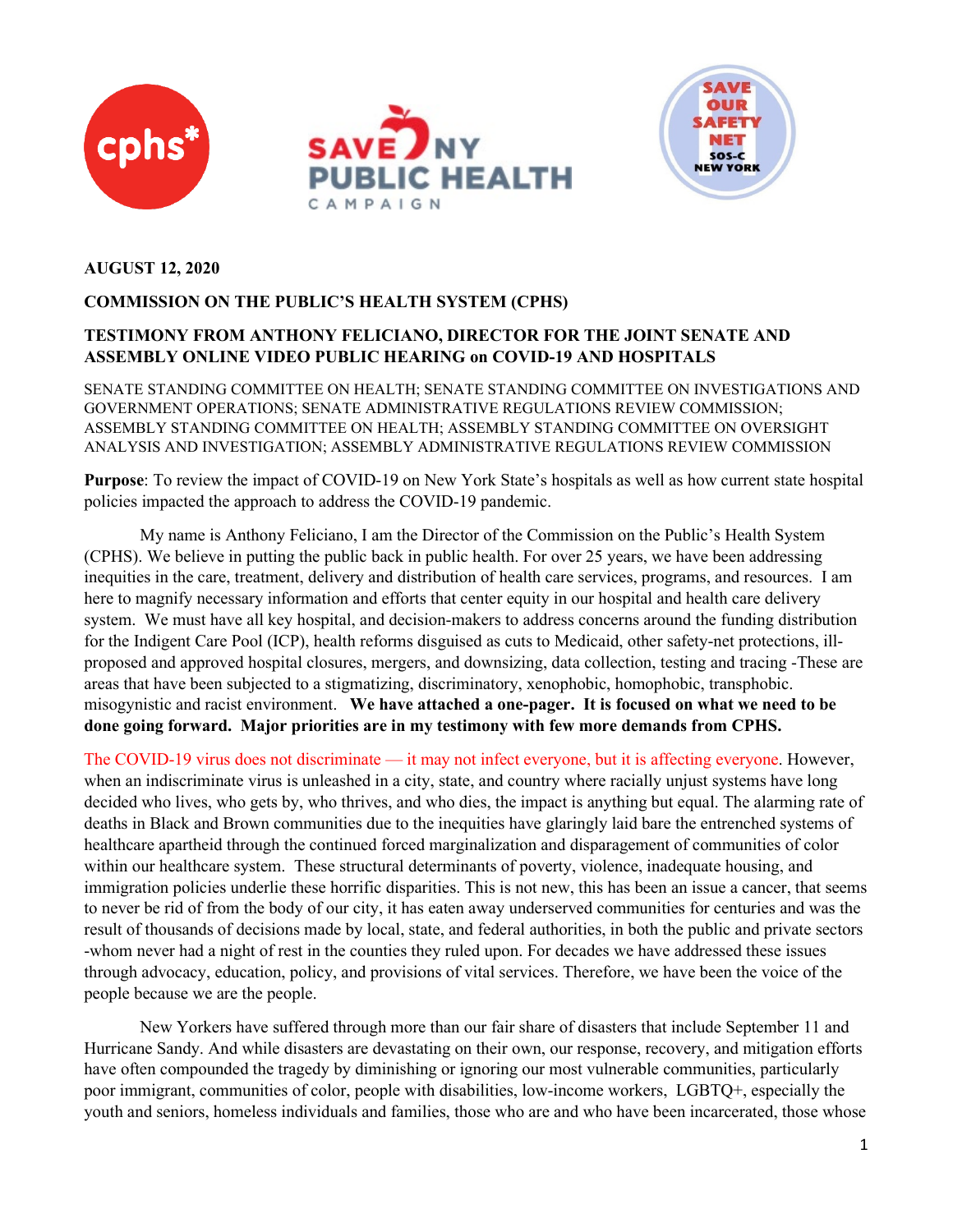**AUGUST 12, 2020**

**COMMISSION ON THE PUBLIC'S HEALTH SYSTEM (CPHS)**

**TESTIMONY FROM ANTHONY FELICIANO, DIRECTOR FOR THE JOINT SENATE AND ASSEMBLY ONLINE VIDEO PUBLIC HEARING on COVID-19 AND HOSPITALS**

SENATE STANDING COMMITTEE ON HEALTH; SENATE STANDING COMMITTEE ON INVESTIGATIONS AND GOVERNMENT OPERATIONS; SENATE ADMINISTRATIVE REGULATIONS REVIEW COMMISSION; ASSEMBLY STANDING COMMITTEE ON HEALTH; ASSEMBLY STANDING COMMITTEE ON OVERSIGHT ANALYSIS AND INVESTIGATION; ASSEMBLY ADMINISTRATIVE REGULATIONS REVIEW COMMISSION

**Purpose**: To review the impact of COVID-19 on New York State's hospitals as well as how current state hospital policies impacted the approach to address the COVID-19 pandemic.

My name is Anthony Feliciano, I am the Director of the Commission on the Public's Health System (CPHS). We believe in putting the public back in public health. For over 25 years, we have been addressing inequities in the care, treatment, delivery and distribution of health care services, programs, and resources. I am here to magnify necessary information and efforts that center equity in our hospital and health care delivery system. We must have all key hospital, and decision-makers to address concerns around the funding distribution for the Indigent Care Pool (ICP), health reforms disguised as cuts to Medicaid, other safety-net protections, ill-proposed and approved hospital closures, mergers, and downsizing, data collection, testing and tracing -These are areas that have been subjected to a stigmatizing, discriminatory, xenophobic, homophobic, transphobic. misogynistic and racist environment. **We have attached a one-pager. It is focused on what we need to be done going forward. Major priorities are in my testimony with few more demands from CPHS.**

The COVID-19 virus does not discriminate — it may not infect everyone, but it is affecting everyone. However, when an indiscriminate virus is unleashed in a city, state, and country where racially unjust systems have long decided who lives, who gets by, who thrives, and who dies, the impact is anything but equal. The alarming rate of deaths in Black and Brown communities due to the inequities have glaringly laid bare the entrenched systems of healthcare apartheid through the continued forced marginalization and disparagement of communities of color within our healthcare system. These structural determinants of poverty, violence, inadequate housing, and immigration policies underlie these horrific disparities. This is not new, this has been an issue a cancer, that seems to never be rid of from the body of our city, it has eaten away underserved communities for centuries and was the result of thousands of decisions made by local, state, and federal authorities, in both the public and private sectors -whom never had a night of rest in the counties they ruled upon. For decades we have addressed these issues through advocacy, education, policy, and provisions of vital services. Therefore, we have been the voice of the people because we are the people.

New Yorkers have suffered through more than our fair share of disasters that include September 11 and Hurricane Sandy. And while disasters are devastating on their own, our response, recovery, and mitigation efforts have often compounded the tragedy by diminishing or ignoring our most vulnerable communities, particularly poor immigrant, communities of color, people with disabilities, low-income workers, LGBTQ+, especially the youth and seniors, homeless individuals and families, those who are and who have been incarcerated, those whose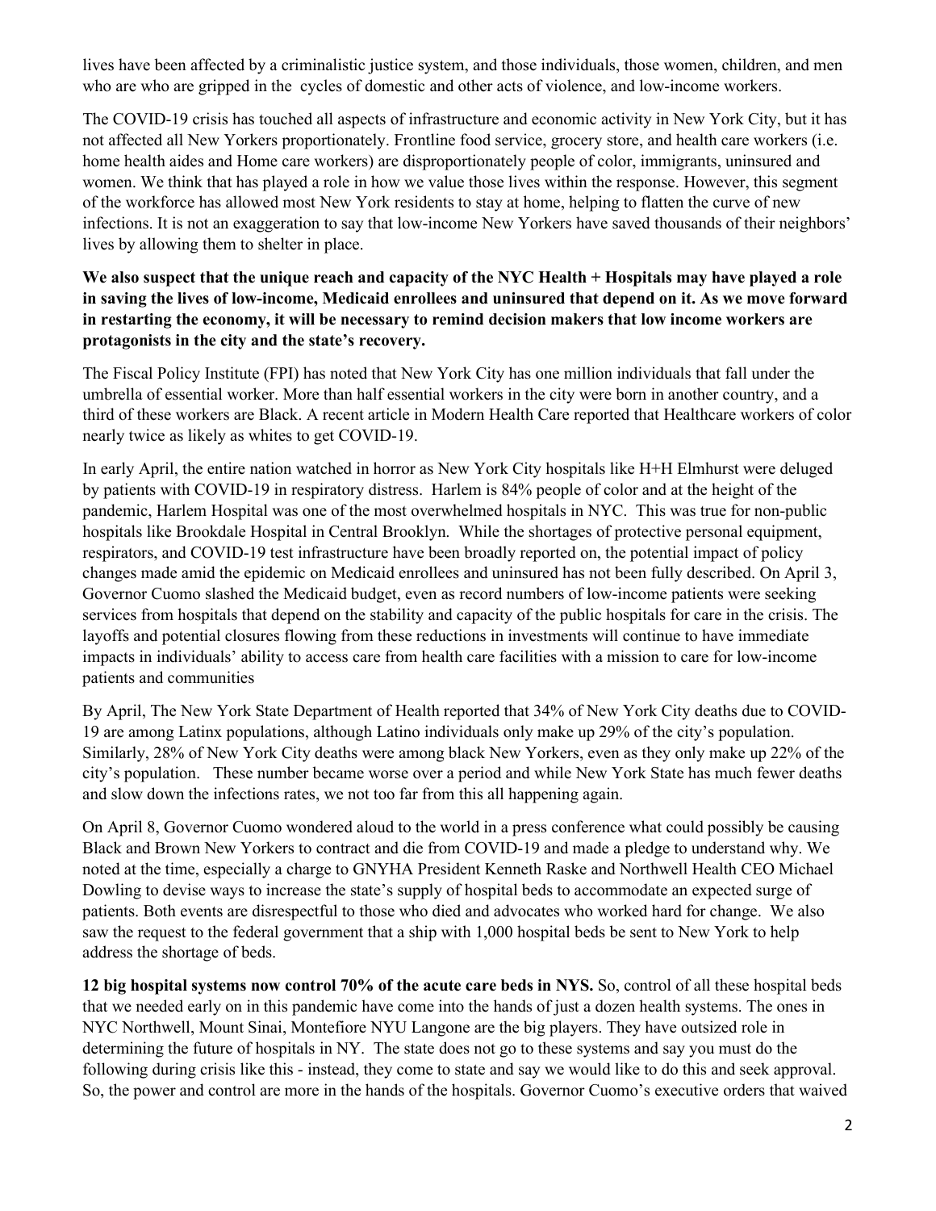lives have been affected by a criminalistic justice system, and those individuals, those women, children, and men who are who are gripped in the cycles of domestic and other acts of violence, and low-income workers.

The COVID-19 crisis has touched all aspects of infrastructure and economic activity in New York City, but it has not affected all New Yorkers proportionately. Frontline food service, grocery store, and health care workers (i.e. home health aides and Home care workers) are disproportionately people of color, immigrants, uninsured and women. We think that has played a role in how we value those lives within the response. However, this segment of the workforce has allowed most New York residents to stay at home, helping to flatten the curve of new infections. It is not an exaggeration to say that low-income New Yorkers have saved thousands of their neighbors' lives by allowing them to shelter in place.

**We also suspect that the unique reach and capacity of the NYC Health + Hospitals may have played a role in saving the lives of low-income, Medicaid enrollees and uninsured that depend on it. As we move forward in restarting the economy, it will be necessary to remind decision makers that low income workers are protagonists in the city and the state's recovery.**

The Fiscal Policy Institute (FPI) has noted that New York City has one million individuals that fall under the umbrella of essential worker. More than half essential workers in the city were born in another country, and a third of these workers are Black. A recent article in Modern Health Care reported that Healthcare workers of color nearly twice as likely as whites to get COVID-19.

In early April, the entire nation watched in horror as New York City hospitals like H+H Elmhurst were deluged by patients with COVID-19 in respiratory distress. Harlem is 84% people of color and at the height of the pandemic, Harlem Hospital was one of the most overwhelmed hospitals in NYC. This was true for non-public hospitals like Brookdale Hospital in Central Brooklyn. While the shortages of protective personal equipment, respirators, and COVID-19 test infrastructure have been broadly reported on, the potential impact of policy changes made amid the epidemic on Medicaid enrollees and uninsured has not been fully described. On April 3, Governor Cuomo slashed the Medicaid budget, even as record numbers of low-income patients were seeking services from hospitals that depend on the stability and capacity of the public hospitals for care in the crisis. The layoffs and potential closures flowing from these reductions in investments will continue to have immediate impacts in individuals' ability to access care from health care facilities with a mission to care for low-income patients and communities

By April, The New York State Department of Health reported that 34% of New York City deaths due to COVID-19 are among Latinx populations, although Latino individuals only make up 29% of the city's population. Similarly, 28% of New York City deaths were among black New Yorkers, even as they only make up 22% of the city's population. These number became worse over a period and while New York State has much fewer deaths and slow down the infections rates, we not too far from this all happening again.

On April 8, Governor Cuomo wondered aloud to the world in a press conference what could possibly be causing Black and Brown New Yorkers to contract and die from COVID-19 and made a pledge to understand why. We noted at the time, especially a charge to GNYHA President Kenneth Raske and Northwell Health CEO Michael Dowling to devise ways to increase the state's supply of hospital beds to accommodate an expected surge of patients. Both events are disrespectful to those who died and advocates who worked hard for change. We also saw the request to the federal government that a ship with 1,000 hospital beds be sent to New York to help address the shortage of beds.

**12 big hospital systems now control 70% of the acute care beds in NYS.** So, control of all these hospital beds that we needed early on in this pandemic have come into the hands of just a dozen health systems. The ones in NYC Northwell, Mount Sinai, Montefiore NYU Langone are the big players. They have outsized role in determining the future of hospitals in NY. The state does not go to these systems and say you must do the following during crisis like this - instead, they come to state and say we would like to do this and seek approval. So, the power and control are more in the hands of the hospitals. Governor Cuomo's executive orders that waived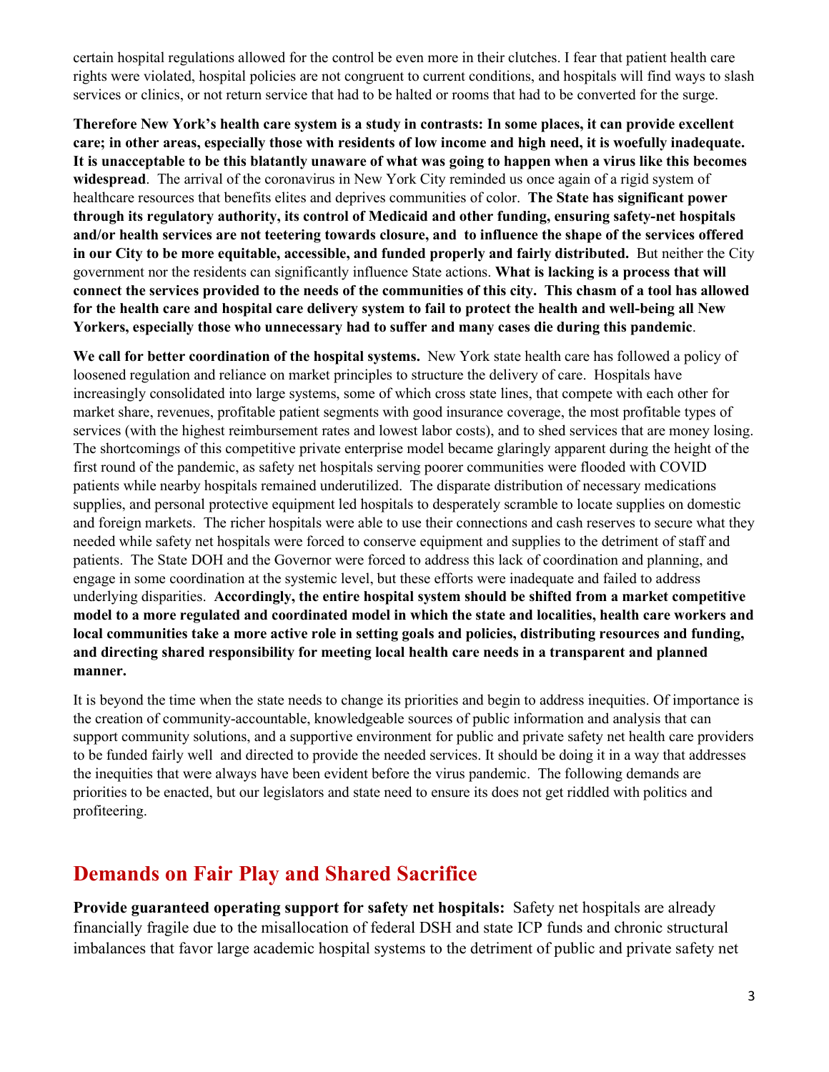certain hospital regulations allowed for the control be even more in their clutches. I fear that patient health care rights were violated, hospital policies are not congruent to current conditions, and hospitals will find ways to slash services or clinics, or not return service that had to be halted or rooms that had to be converted for the surge.

**Therefore New York's health care system is a study in contrasts: In some places, it can provide excellent care; in other areas, especially those with residents of low income and high need, it is woefully inadequate. It is unacceptable to be this blatantly unaware of what was going to happen when a virus like this becomes widespread**. The arrival of the coronavirus in New York City reminded us once again of a rigid system of healthcare resources that benefits elites and deprives communities of color. **The State has significant power through its regulatory authority, its control of Medicaid and other funding, ensuring safety-net hospitals and/or health services are not teetering towards closure, and to influence the shape of the services offered in our City to be more equitable, accessible, and funded properly and fairly distributed.** But neither the City government nor the residents can significantly influence State actions. **What is lacking is a process that will connect the services provided to the needs of the communities of this city. This chasm of a tool has allowed for the health care and hospital care delivery system to fail to protect the health and well-being all New Yorkers, especially those who unnecessary had to suffer and many cases die during this pandemic**.

**We call for better coordination of the hospital systems.** New York state health care has followed a policy of loosened regulation and reliance on market principles to structure the delivery of care. Hospitals have increasingly consolidated into large systems, some of which cross state lines, that compete with each other for market share, revenues, profitable patient segments with good insurance coverage, the most profitable types of services (with the highest reimbursement rates and lowest labor costs), and to shed services that are money losing. The shortcomings of this competitive private enterprise model became glaringly apparent during the height of the first round of the pandemic, as safety net hospitals serving poorer communities were flooded with COVID patients while nearby hospitals remained underutilized. The disparate distribution of necessary medications supplies, and personal protective equipment led hospitals to desperately scramble to locate supplies on domestic and foreign markets. The richer hospitals were able to use their connections and cash reserves to secure what they needed while safety net hospitals were forced to conserve equipment and supplies to the detriment of staff and patients. The State DOH and the Governor were forced to address this lack of coordination and planning, and engage in some coordination at the systemic level, but these efforts were inadequate and failed to address underlying disparities. **Accordingly, the entire hospital system should be shifted from a market competitive model to a more regulated and coordinated model in which the state and localities, health care workers and local communities take a more active role in setting goals and policies, distributing resources and funding, and directing shared responsibility for meeting local health care needs in a transparent and planned manner.**

It is beyond the time when the state needs to change its priorities and begin to address inequities. Of importance is the creation of community-accountable, knowledgeable sources of public information and analysis that can support community solutions, and a supportive environment for public and private safety net health care providers to be funded fairly well and directed to provide the needed services. It should be doing it in a way that addresses the inequities that were always have been evident before the virus pandemic. The following demands are priorities to be enacted, but our legislators and state need to ensure its does not get riddled with politics and profiteering.

## Demands on Fair Play and Shared Sacrifice

**Provide guaranteed operating support for safety net hospitals:** Safety net hospitals are already financially fragile due to the misallocation of federal DSH and state ICP funds and chronic structural imbalances that favor large academic hospital systems to the detriment of public and private safety net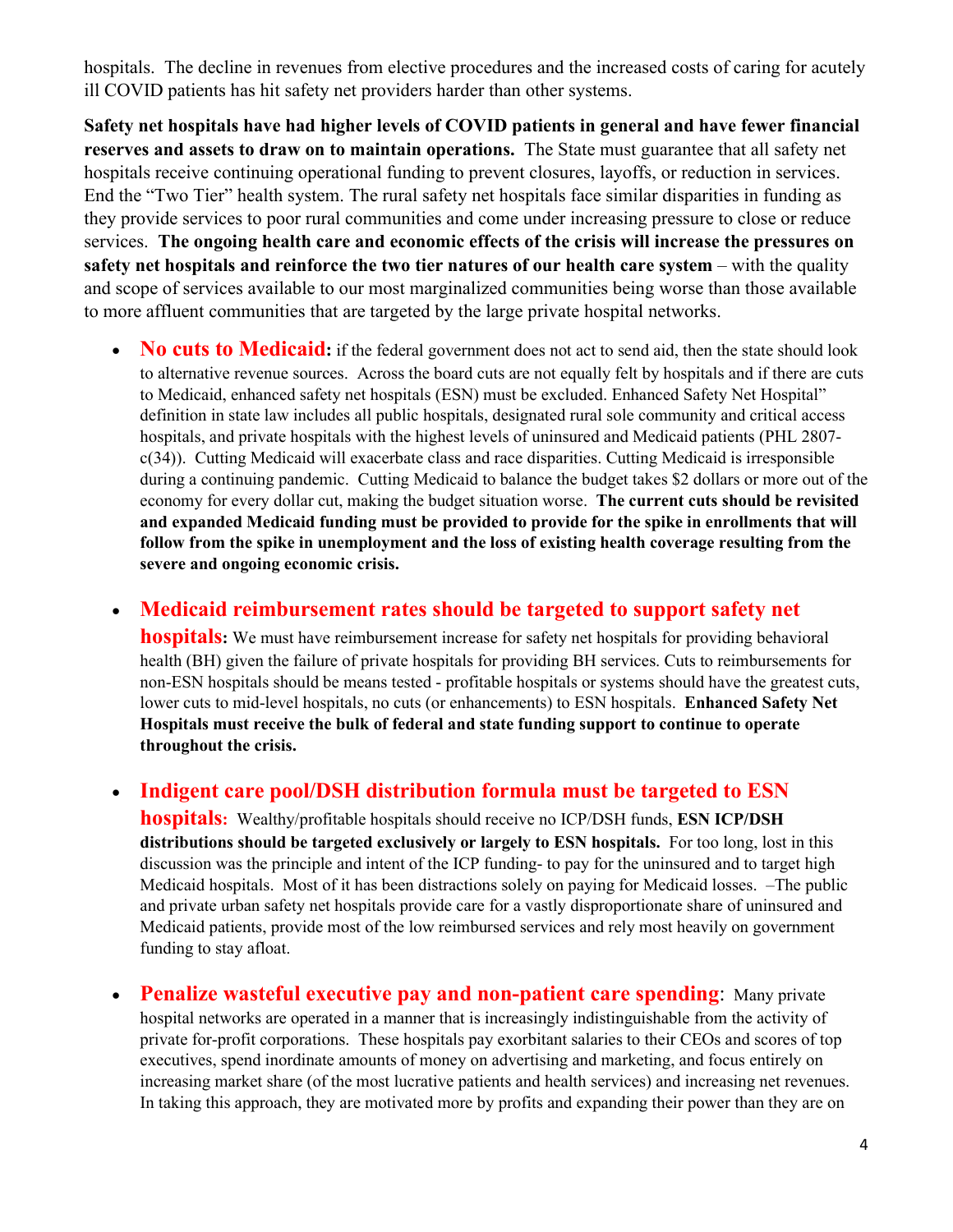hospitals. The decline in revenues from elective procedures and the increased costs of caring for acutely ill COVID patients has hit safety net providers harder than other systems.

**Safety net hospitals have had higher levels of COVID patients in general and have fewer financial reserves and assets to draw on to maintain operations.** The State must guarantee that all safety net hospitals receive continuing operational funding to prevent closures, layoffs, or reduction in services. End the "Two Tier" health system. The rural safety net hospitals face similar disparities in funding as they provide services to poor rural communities and come under increasing pressure to close or reduce services. **The ongoing health care and economic effects of the crisis will increase the pressures on safety net hospitals and reinforce the two tier natures of our health care system** – with the quality and scope of services available to our most marginalized communities being worse than those available to more affluent communities that are targeted by the large private hospital networks.

- **No cuts to Medicaid:** if the federal government does not act to send aid, then the state should look to alternative revenue sources. Across the board cuts are not equally felt by hospitals and if there are cuts to Medicaid, enhanced safety net hospitals (ESN) must be excluded. Enhanced Safety Net Hospital" definition in state law includes all public hospitals, designated rural sole community and critical access hospitals, and private hospitals with the highest levels of uninsured and Medicaid patients (PHL 2807-c(34)). Cutting Medicaid will exacerbate class and race disparities. Cutting Medicaid is irresponsible during a continuing pandemic. Cutting Medicaid to balance the budget takes $2 dollars or more out of the economy for every dollar cut, making the budget situation worse. **The current cuts should be revisited and expanded Medicaid funding must be provided to provide for the spike in enrollments that will follow from the spike in unemployment and the loss of existing health coverage resulting from the severe and ongoing economic crisis.**

- **Medicaid reimbursement rates should be targeted to support safety net hospitals:** We must have reimbursement increase for safety net hospitals for providing behavioral health (BH) given the failure of private hospitals for providing BH services. Cuts to reimbursements for non-ESN hospitals should be means tested - profitable hospitals or systems should have the greatest cuts, lower cuts to mid-level hospitals, no cuts (or enhancements) to ESN hospitals. **Enhanced Safety Net Hospitals must receive the bulk of federal and state funding support to continue to operate throughout the crisis.**

- **Indigent care pool/DSH distribution formula must be targeted to ESN hospitals:** Wealthy/profitable hospitals should receive no ICP/DSH funds, **ESN ICP/DSH distributions should be targeted exclusively or largely to ESN hospitals.** For too long, lost in this discussion was the principle and intent of the ICP funding- to pay for the uninsured and to target high Medicaid hospitals. Most of it has been distractions solely on paying for Medicaid losses. –The public and private urban safety net hospitals provide care for a vastly disproportionate share of uninsured and Medicaid patients, provide most of the low reimbursed services and rely most heavily on government funding to stay afloat.

- **Penalize wasteful executive pay and non-patient care spending**: Many private hospital networks are operated in a manner that is increasingly indistinguishable from the activity of private for-profit corporations. These hospitals pay exorbitant salaries to their CEOs and scores of top executives, spend inordinate amounts of money on advertising and marketing, and focus entirely on increasing market share (of the most lucrative patients and health services) and increasing net revenues. In taking this approach, they are motivated more by profits and expanding their power than they are on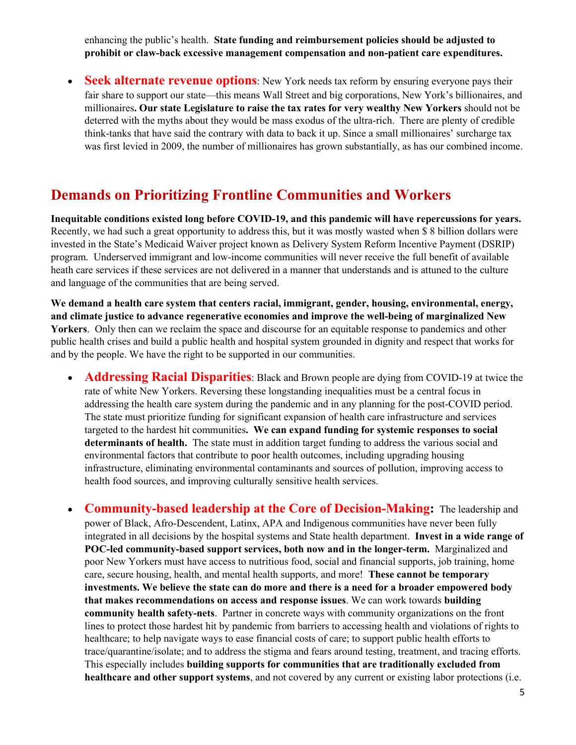enhancing the public's health. **State funding and reimbursement policies should be adjusted to prohibit or claw-back excessive management compensation and non-patient care expenditures.**

- **Seek alternate revenue options**: New York needs tax reform by ensuring everyone pays their fair share to support our state—this means Wall Street and big corporations, New York's billionaires, and millionaires**. Our state Legislature to raise the tax rates for very wealthy New Yorkers** should not be deterred with the myths about they would be mass exodus of the ultra-rich. There are plenty of credible think-tanks that have said the contrary with data to back it up. Since a small millionaires' surcharge tax was first levied in 2009, the number of millionaires has grown substantially, as has our combined income.

## Demands on Prioritizing Frontline Communities and Workers

**Inequitable conditions existed long before COVID-19, and this pandemic will have repercussions for years.** Recently, we had such a great opportunity to address this, but it was mostly wasted when $ 8 billion dollars were invested in the State's Medicaid Waiver project known as Delivery System Reform Incentive Payment (DSRIP) program. Underserved immigrant and low-income communities will never receive the full benefit of available heath care services if these services are not delivered in a manner that understands and is attuned to the culture and language of the communities that are being served.

**We demand a health care system that centers racial, immigrant, gender, housing, environmental, energy, and climate justice to advance regenerative economies and improve the well-being of marginalized New Yorkers**. Only then can we reclaim the space and discourse for an equitable response to pandemics and other public health crises and build a public health and hospital system grounded in dignity and respect that works for and by the people. We have the right to be supported in our communities.

- **Addressing Racial Disparities**: Black and Brown people are dying from COVID-19 at twice the rate of white New Yorkers. Reversing these longstanding inequalities must be a central focus in addressing the health care system during the pandemic and in any planning for the post-COVID period. The state must prioritize funding for significant expansion of health care infrastructure and services targeted to the hardest hit communities**. We can expand funding for systemic responses to social determinants of health.** The state must in addition target funding to address the various social and environmental factors that contribute to poor health outcomes, including upgrading housing infrastructure, eliminating environmental contaminants and sources of pollution, improving access to health food sources, and improving culturally sensitive health services.

- **Community-based leadership at the Core of Decision-Making:** The leadership and power of Black, Afro-Descendent, Latinx, APA and Indigenous communities have never been fully integrated in all decisions by the hospital systems and State health department. **Invest in a wide range of POC-led community-based support services, both now and in the longer-term.** Marginalized and poor New Yorkers must have access to nutritious food, social and financial supports, job training, home care, secure housing, health, and mental health supports, and more! **These cannot be temporary investments. We believe the state can do more and there is a need for a broader empowered body that makes recommendations on access and response issues**. We can work towards **building community health safety-nets**. Partner in concrete ways with community organizations on the front lines to protect those hardest hit by pandemic from barriers to accessing health and violations of rights to healthcare; to help navigate ways to ease financial costs of care; to support public health efforts to trace/quarantine/isolate; and to address the stigma and fears around testing, treatment, and tracing efforts. This especially includes **building supports for communities that are traditionally excluded from healthcare and other support systems**, and not covered by any current or existing labor protections (i.e.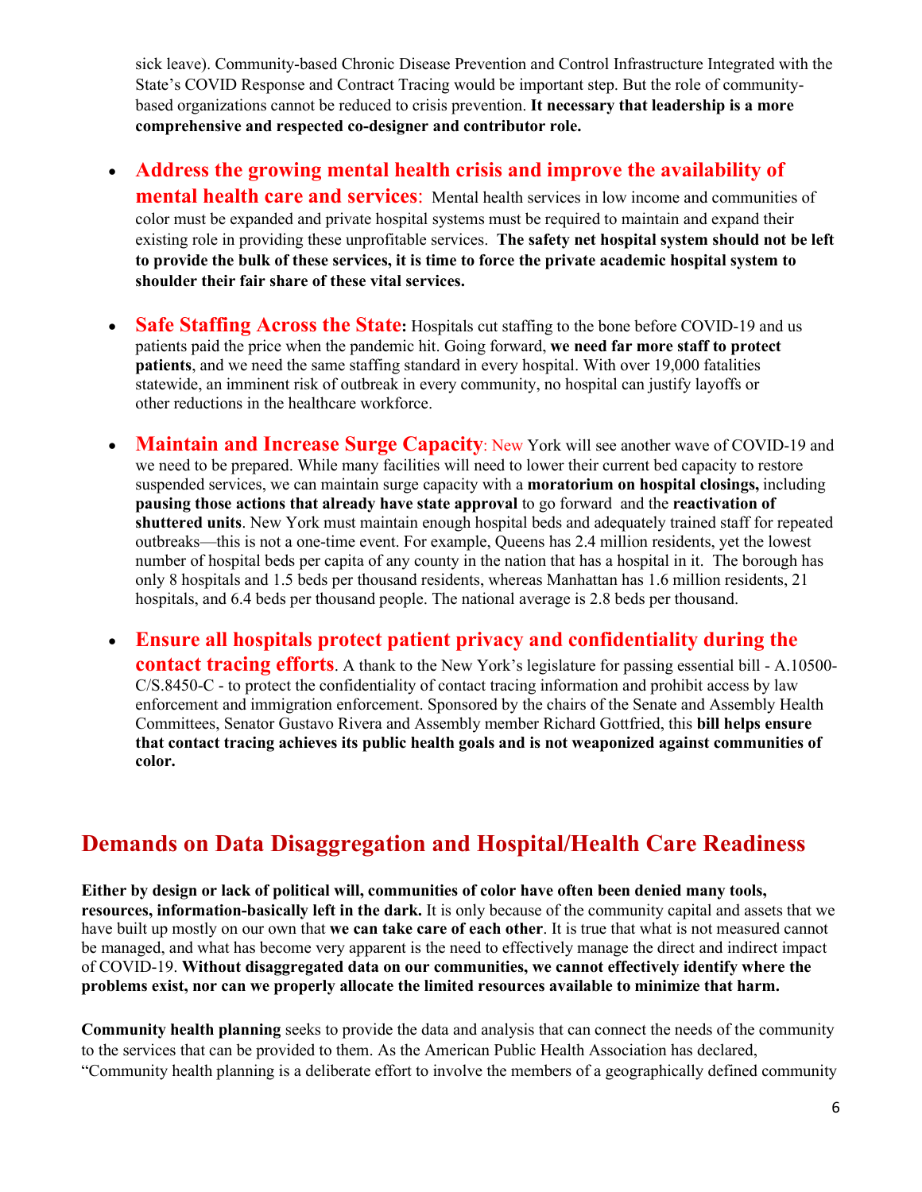sick leave). Community-based Chronic Disease Prevention and Control Infrastructure Integrated with the State's COVID Response and Contract Tracing would be important step. But the role of community-based organizations cannot be reduced to crisis prevention. **It necessary that leadership is a more comprehensive and respected co-designer and contributor role.**

- **Address the growing mental health crisis and improve the availability of mental health care and services**: Mental health services in low income and communities of color must be expanded and private hospital systems must be required to maintain and expand their existing role in providing these unprofitable services. **The safety net hospital system should not be left to provide the bulk of these services, it is time to force the private academic hospital system to shoulder their fair share of these vital services.**

- **Safe Staffing Across the State:** Hospitals cut staffing to the bone before COVID-19 and us patients paid the price when the pandemic hit. Going forward, **we need far more staff to protect patients**, and we need the same staffing standard in every hospital. With over 19,000 fatalities statewide, an imminent risk of outbreak in every community, no hospital can justify layoffs or other reductions in the healthcare workforce.

- **Maintain and Increase Surge Capacity**: New York will see another wave of COVID-19 and we need to be prepared. While many facilities will need to lower their current bed capacity to restore suspended services, we can maintain surge capacity with a **moratorium on hospital closings,** including **pausing those actions that already have state approval** to go forward and the **reactivation of shuttered units**. New York must maintain enough hospital beds and adequately trained staff for repeated outbreaks—this is not a one-time event. For example, Queens has 2.4 million residents, yet the lowest number of hospital beds per capita of any county in the nation that has a hospital in it. The borough has only 8 hospitals and 1.5 beds per thousand residents, whereas Manhattan has 1.6 million residents, 21 hospitals, and 6.4 beds per thousand people. The national average is 2.8 beds per thousand.

- **Ensure all hospitals protect patient privacy and confidentiality during the contact tracing efforts**. A thank to the New York's legislature for passing essential bill - A.10500-C/S.8450-C - to protect the confidentiality of contact tracing information and prohibit access by law enforcement and immigration enforcement. Sponsored by the chairs of the Senate and Assembly Health Committees, Senator Gustavo Rivera and Assembly member Richard Gottfried, this **bill helps ensure that contact tracing achieves its public health goals and is not weaponized against communities of color.**

## Demands on Data Disaggregation and Hospital/Health Care Readiness

**Either by design or lack of political will, communities of color have often been denied many tools, resources, information-basically left in the dark.** It is only because of the community capital and assets that we have built up mostly on our own that **we can take care of each other**. It is true that what is not measured cannot be managed, and what has become very apparent is the need to effectively manage the direct and indirect impact of COVID-19. **Without disaggregated data on our communities, we cannot effectively identify where the problems exist, nor can we properly allocate the limited resources available to minimize that harm.**

**Community health planning** seeks to provide the data and analysis that can connect the needs of the community to the services that can be provided to them. As the American Public Health Association has declared, "Community health planning is a deliberate effort to involve the members of a geographically defined community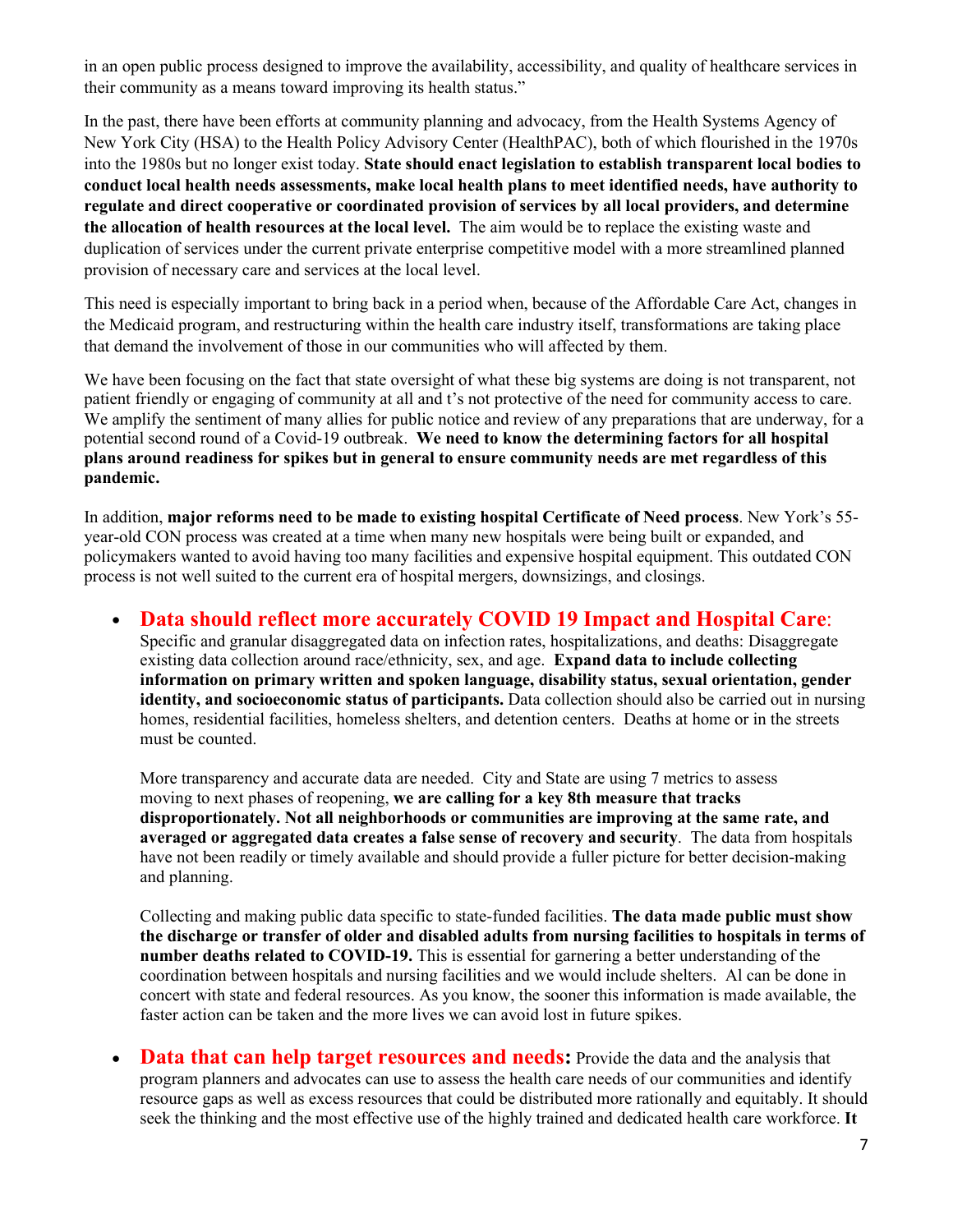in an open public process designed to improve the availability, accessibility, and quality of healthcare services in their community as a means toward improving its health status."

In the past, there have been efforts at community planning and advocacy, from the Health Systems Agency of New York City (HSA) to the Health Policy Advisory Center (HealthPAC), both of which flourished in the 1970s into the 1980s but no longer exist today. **State should enact legislation to establish transparent local bodies to conduct local health needs assessments, make local health plans to meet identified needs, have authority to regulate and direct cooperative or coordinated provision of services by all local providers, and determine the allocation of health resources at the local level.** The aim would be to replace the existing waste and duplication of services under the current private enterprise competitive model with a more streamlined planned provision of necessary care and services at the local level.

This need is especially important to bring back in a period when, because of the Affordable Care Act, changes in the Medicaid program, and restructuring within the health care industry itself, transformations are taking place that demand the involvement of those in our communities who will affected by them.

We have been focusing on the fact that state oversight of what these big systems are doing is not transparent, not patient friendly or engaging of community at all and t's not protective of the need for community access to care. We amplify the sentiment of many allies for public notice and review of any preparations that are underway, for a potential second round of a Covid-19 outbreak. **We need to know the determining factors for all hospital plans around readiness for spikes but in general to ensure community needs are met regardless of this pandemic.**

In addition, **major reforms need to be made to existing hospital Certificate of Need process**. New York's 55-year-old CON process was created at a time when many new hospitals were being built or expanded, and policymakers wanted to avoid having too many facilities and expensive hospital equipment. This outdated CON process is not well suited to the current era of hospital mergers, downsizings, and closings.

- **Data should reflect more accurately COVID 19 Impact and Hospital Care**: Specific and granular disaggregated data on infection rates, hospitalizations, and deaths: Disaggregate existing data collection around race/ethnicity, sex, and age. **Expand data to include collecting information on primary written and spoken language, disability status, sexual orientation, gender identity, and socioeconomic status of participants.** Data collection should also be carried out in nursing homes, residential facilities, homeless shelters, and detention centers. Deaths at home or in the streets must be counted.

  More transparency and accurate data are needed. City and State are using 7 metrics to assess moving to next phases of reopening, **we are calling for a key 8th measure that tracks disproportionately. Not all neighborhoods or communities are improving at the same rate, and averaged or aggregated data creates a false sense of recovery and security**. The data from hospitals have not been readily or timely available and should provide a fuller picture for better decision-making and planning.

  Collecting and making public data specific to state-funded facilities. **The data made public must show the discharge or transfer of older and disabled adults from nursing facilities to hospitals in terms of number deaths related to COVID-19.** This is essential for garnering a better understanding of the coordination between hospitals and nursing facilities and we would include shelters. Al can be done in concert with state and federal resources. As you know, the sooner this information is made available, the faster action can be taken and the more lives we can avoid lost in future spikes.

- **Data that can help target resources and needs:** Provide the data and the analysis that program planners and advocates can use to assess the health care needs of our communities and identify resource gaps as well as excess resources that could be distributed more rationally and equitably. It should seek the thinking and the most effective use of the highly trained and dedicated health care workforce. **It**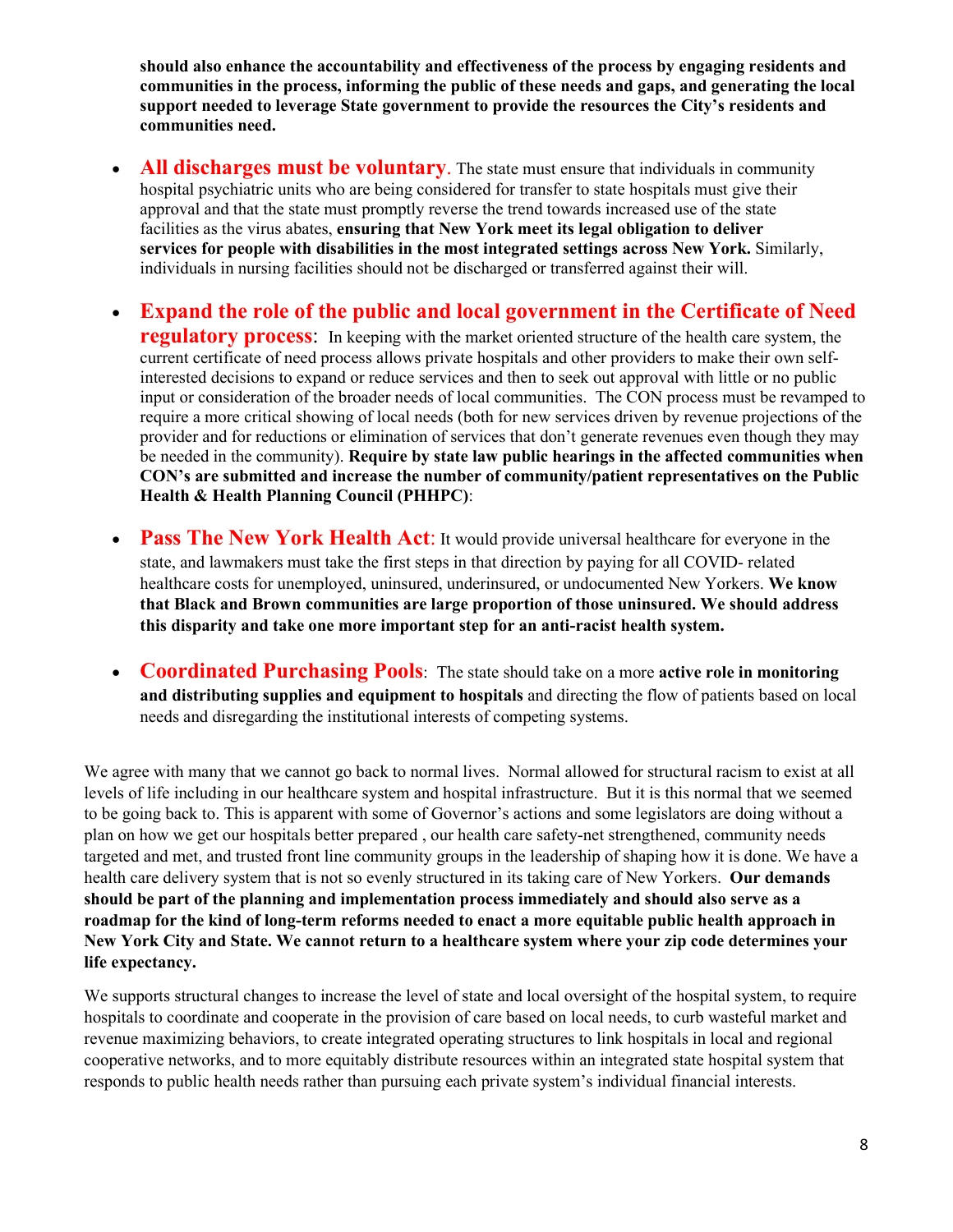**should also enhance the accountability and effectiveness of the process by engaging residents and communities in the process, informing the public of these needs and gaps, and generating the local support needed to leverage State government to provide the resources the City's residents and communities need.**

- **All discharges must be voluntary**. The state must ensure that individuals in community hospital psychiatric units who are being considered for transfer to state hospitals must give their approval and that the state must promptly reverse the trend towards increased use of the state facilities as the virus abates, **ensuring that New York meet its legal obligation to deliver services for people with disabilities in the most integrated settings across New York.** Similarly, individuals in nursing facilities should not be discharged or transferred against their will.

- **Expand the role of the public and local government in the Certificate of Need regulatory process**: In keeping with the market oriented structure of the health care system, the current certificate of need process allows private hospitals and other providers to make their own self-interested decisions to expand or reduce services and then to seek out approval with little or no public input or consideration of the broader needs of local communities. The CON process must be revamped to require a more critical showing of local needs (both for new services driven by revenue projections of the provider and for reductions or elimination of services that don't generate revenues even though they may be needed in the community). **Require by state law public hearings in the affected communities when CON's are submitted and increase the number of community/patient representatives on the Public Health & Health Planning Council (PHHPC)**:

- **Pass The New York Health Act**: It would provide universal healthcare for everyone in the state, and lawmakers must take the first steps in that direction by paying for all COVID- related healthcare costs for unemployed, uninsured, underinsured, or undocumented New Yorkers. **We know that Black and Brown communities are large proportion of those uninsured. We should address this disparity and take one more important step for an anti-racist health system.**

- **Coordinated Purchasing Pools**: The state should take on a more **active role in monitoring and distributing supplies and equipment to hospitals** and directing the flow of patients based on local needs and disregarding the institutional interests of competing systems.

We agree with many that we cannot go back to normal lives. Normal allowed for structural racism to exist at all levels of life including in our healthcare system and hospital infrastructure. But it is this normal that we seemed to be going back to. This is apparent with some of Governor's actions and some legislators are doing without a plan on how we get our hospitals better prepared , our health care safety-net strengthened, community needs targeted and met, and trusted front line community groups in the leadership of shaping how it is done. We have a health care delivery system that is not so evenly structured in its taking care of New Yorkers. **Our demands should be part of the planning and implementation process immediately and should also serve as a roadmap for the kind of long-term reforms needed to enact a more equitable public health approach in New York City and State. We cannot return to a healthcare system where your zip code determines your life expectancy.**

We supports structural changes to increase the level of state and local oversight of the hospital system, to require hospitals to coordinate and cooperate in the provision of care based on local needs, to curb wasteful market and revenue maximizing behaviors, to create integrated operating structures to link hospitals in local and regional cooperative networks, and to more equitably distribute resources within an integrated state hospital system that responds to public health needs rather than pursuing each private system's individual financial interests.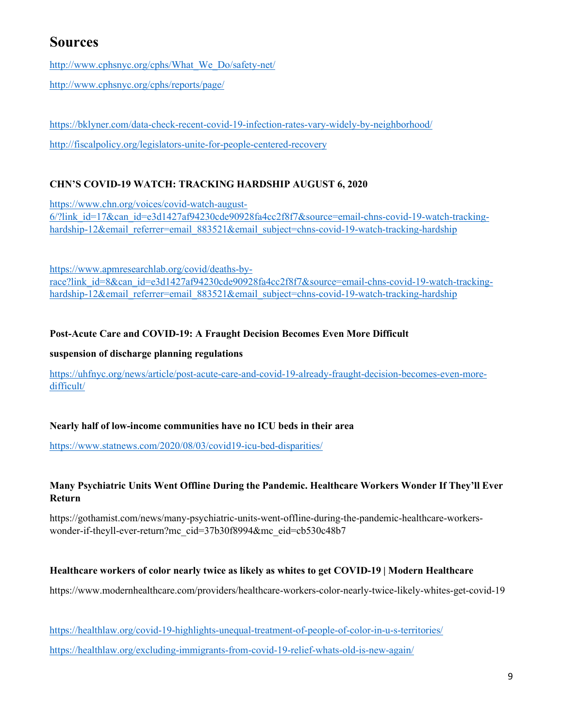# Sources

http://www.cphsnyc.org/cphs/What_We_Do/safety-net/

http://www.cphsnyc.org/cphs/reports/page/

https://bklyner.com/data-check-recent-covid-19-infection-rates-vary-widely-by-neighborhood/

http://fiscalpolicy.org/legislators-unite-for-people-centered-recovery

**CHN'S COVID-19 WATCH: TRACKING HARDSHIP AUGUST 6, 2020**

https://www.chn.org/voices/covid-watch-august-6/?link_id=17&can_id=e3d1427af94230cde90928fa4cc2f8f7&source=email-chns-covid-19-watch-tracking-hardship-12&email_referrer=email_883521&email_subject=chns-covid-19-watch-tracking-hardship

https://www.apmresearchlab.org/covid/deaths-by-race?link_id=8&can_id=e3d1427af94230cde90928fa4cc2f8f7&source=email-chns-covid-19-watch-tracking-hardship-12&email_referrer=email_883521&email_subject=chns-covid-19-watch-tracking-hardship

**Post-Acute Care and COVID-19: A Fraught Decision Becomes Even More Difficult**

**suspension of discharge planning regulations**

https://uhfnyc.org/news/article/post-acute-care-and-covid-19-already-fraught-decision-becomes-even-more-difficult/

**Nearly half of low-income communities have no ICU beds in their area**

https://www.statnews.com/2020/08/03/covid19-icu-bed-disparities/

**Many Psychiatric Units Went Offline During the Pandemic. Healthcare Workers Wonder If They'll Ever Return**

https://gothamist.com/news/many-psychiatric-units-went-offline-during-the-pandemic-healthcare-workers-wonder-if-theyll-ever-return?mc_cid=37b30f8994&mc_eid=cb530c48b7

**Healthcare workers of color nearly twice as likely as whites to get COVID-19 | Modern Healthcare**

https://www.modernhealthcare.com/providers/healthcare-workers-color-nearly-twice-likely-whites-get-covid-19

https://healthlaw.org/covid-19-highlights-unequal-treatment-of-people-of-color-in-u-s-territories/

https://healthlaw.org/excluding-immigrants-from-covid-19-relief-whats-old-is-new-again/